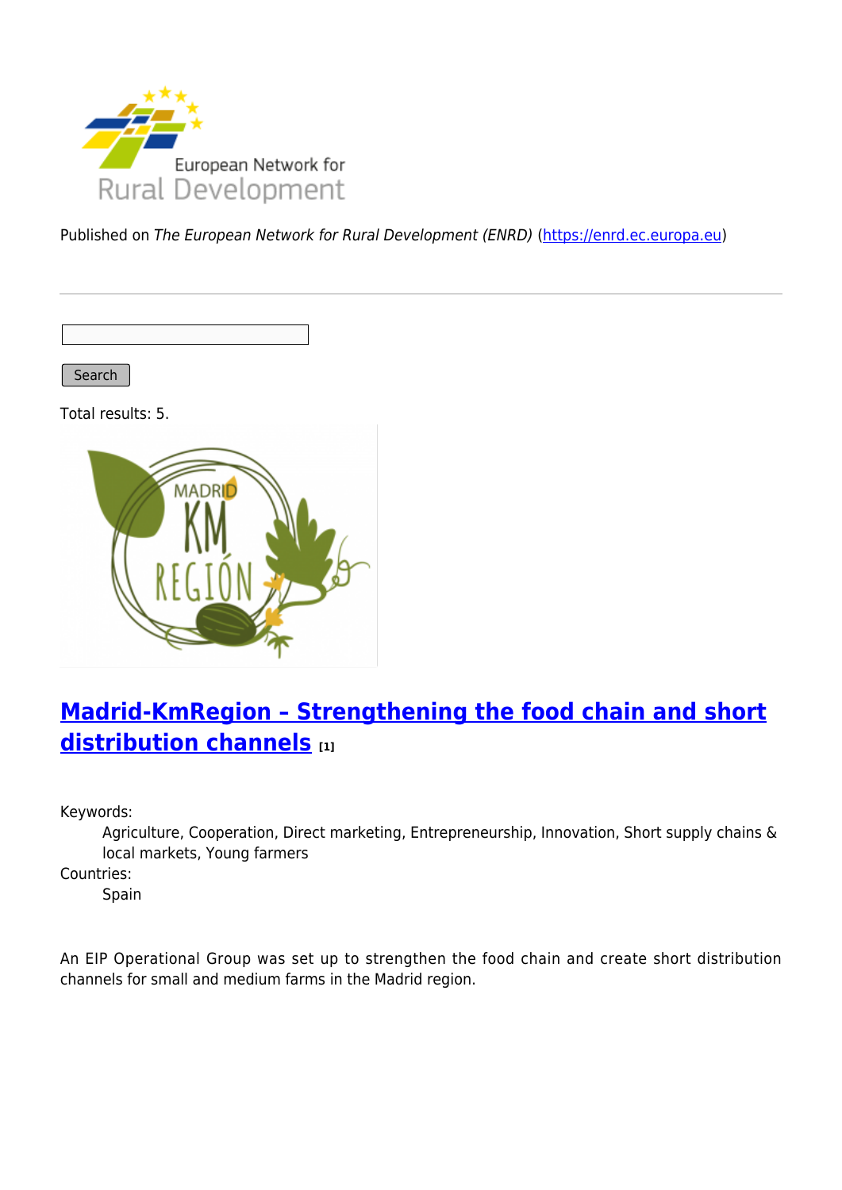Published on *The European Network for Rural Development (ENRD)* (https://enrd.ec.europa.eu)

Search

Total results: 5.

## Madrid-KmRegion – Strengthening the food chain and short distribution channels [1]

Keywords:
: Agriculture, Cooperation, Direct marketing, Entrepreneurship, Innovation, Short supply chains & local markets, Young farmers

Countries:
: Spain

An EIP Operational Group was set up to strengthen the food chain and create short distribution channels for small and medium farms in the Madrid region.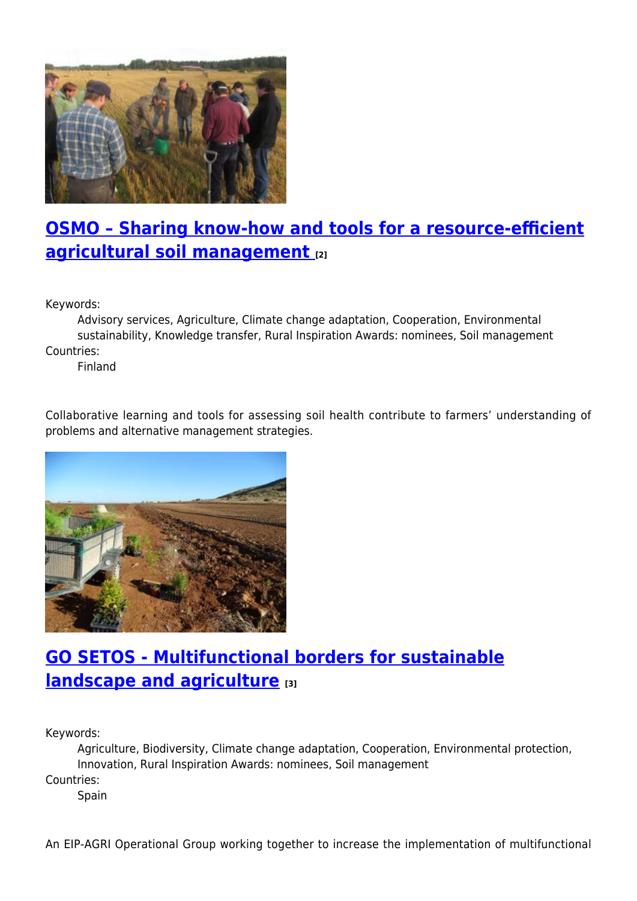## [OSMO – Sharing know-how and tools for a resource-efficient agricultural soil management](#) [2]

Keywords:
: Advisory services, Agriculture, Climate change adaptation, Cooperation, Environmental sustainability, Knowledge transfer, Rural Inspiration Awards: nominees, Soil management

Countries:
: Finland

Collaborative learning and tools for assessing soil health contribute to farmers' understanding of problems and alternative management strategies.

## [GO SETOS - Multifunctional borders for sustainable landscape and agriculture](#) [3]

Keywords:
: Agriculture, Biodiversity, Climate change adaptation, Cooperation, Environmental protection, Innovation, Rural Inspiration Awards: nominees, Soil management

Countries:
: Spain

An EIP-AGRI Operational Group working together to increase the implementation of multifunctional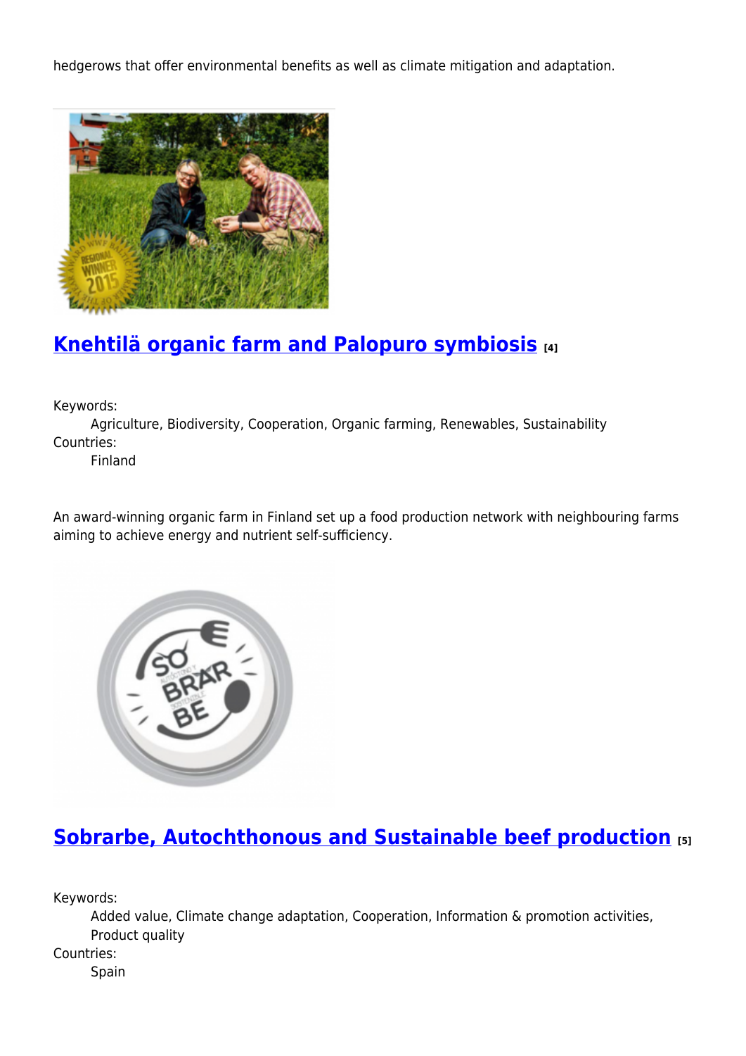hedgerows that offer environmental benefits as well as climate mitigation and adaptation.

## Knehtilä organic farm and Palopuro symbiosis [4]

Keywords:
Agriculture, Biodiversity, Cooperation, Organic farming, Renewables, Sustainability
Countries:
Finland

An award-winning organic farm in Finland set up a food production network with neighbouring farms aiming to achieve energy and nutrient self-sufficiency.

## Sobrarbe, Autochthonous and Sustainable beef production [5]

Keywords:
Added value, Climate change adaptation, Cooperation, Information & promotion activities, Product quality
Countries:
Spain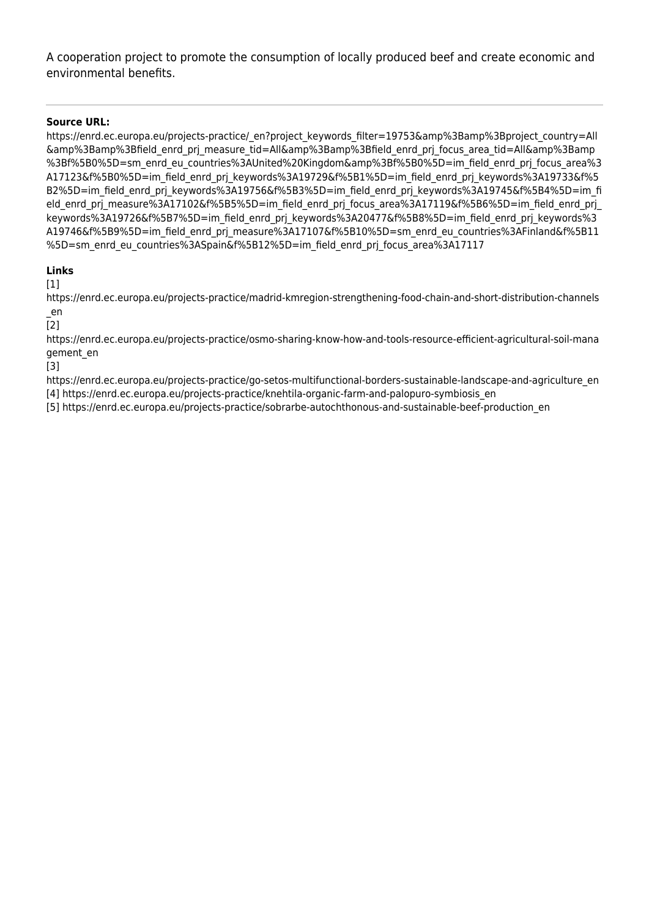A cooperation project to promote the consumption of locally produced beef and create economic and environmental benefits.

---

**Source URL:**
https://enrd.ec.europa.eu/projects-practice/_en?project_keywords_filter=19753&amp%3Bamp%3Bproject_country=All&amp%3Bamp%3Bfield_enrd_prj_measure_tid=All&amp%3Bamp%3Bfield_enrd_prj_focus_area_tid=All&amp%3Bamp%3Bf%5B0%5D=sm_enrd_eu_countries%3AUnited%20Kingdom&amp%3Bf%5B0%5D=im_field_enrd_prj_focus_area%3A17123&f%5B0%5D=im_field_enrd_prj_keywords%3A19729&f%5B1%5D=im_field_enrd_prj_keywords%3A19733&f%5B2%5D=im_field_enrd_prj_keywords%3A19756&f%5B3%5D=im_field_enrd_prj_keywords%3A19745&f%5B4%5D=im_field_enrd_prj_measure%3A17102&f%5B5%5D=im_field_enrd_prj_focus_area%3A17119&f%5B6%5D=im_field_enrd_prj_keywords%3A19726&f%5B7%5D=im_field_enrd_prj_keywords%3A20477&f%5B8%5D=im_field_enrd_prj_keywords%3A19746&f%5B9%5D=im_field_enrd_prj_measure%3A17107&f%5B10%5D=sm_enrd_eu_countries%3AFinland&f%5B11%5D=sm_enrd_eu_countries%3ASpain&f%5B12%5D=im_field_enrd_prj_focus_area%3A17117

**Links**

[1] https://enrd.ec.europa.eu/projects-practice/madrid-kmregion-strengthening-food-chain-and-short-distribution-channels_en
[2] https://enrd.ec.europa.eu/projects-practice/osmo-sharing-know-how-and-tools-resource-efficient-agricultural-soil-management_en
[3] https://enrd.ec.europa.eu/projects-practice/go-setos-multifunctional-borders-sustainable-landscape-and-agriculture_en
[4] https://enrd.ec.europa.eu/projects-practice/knehtila-organic-farm-and-palopuro-symbiosis_en
[5] https://enrd.ec.europa.eu/projects-practice/sobrarbe-autochthonous-and-sustainable-beef-production_en